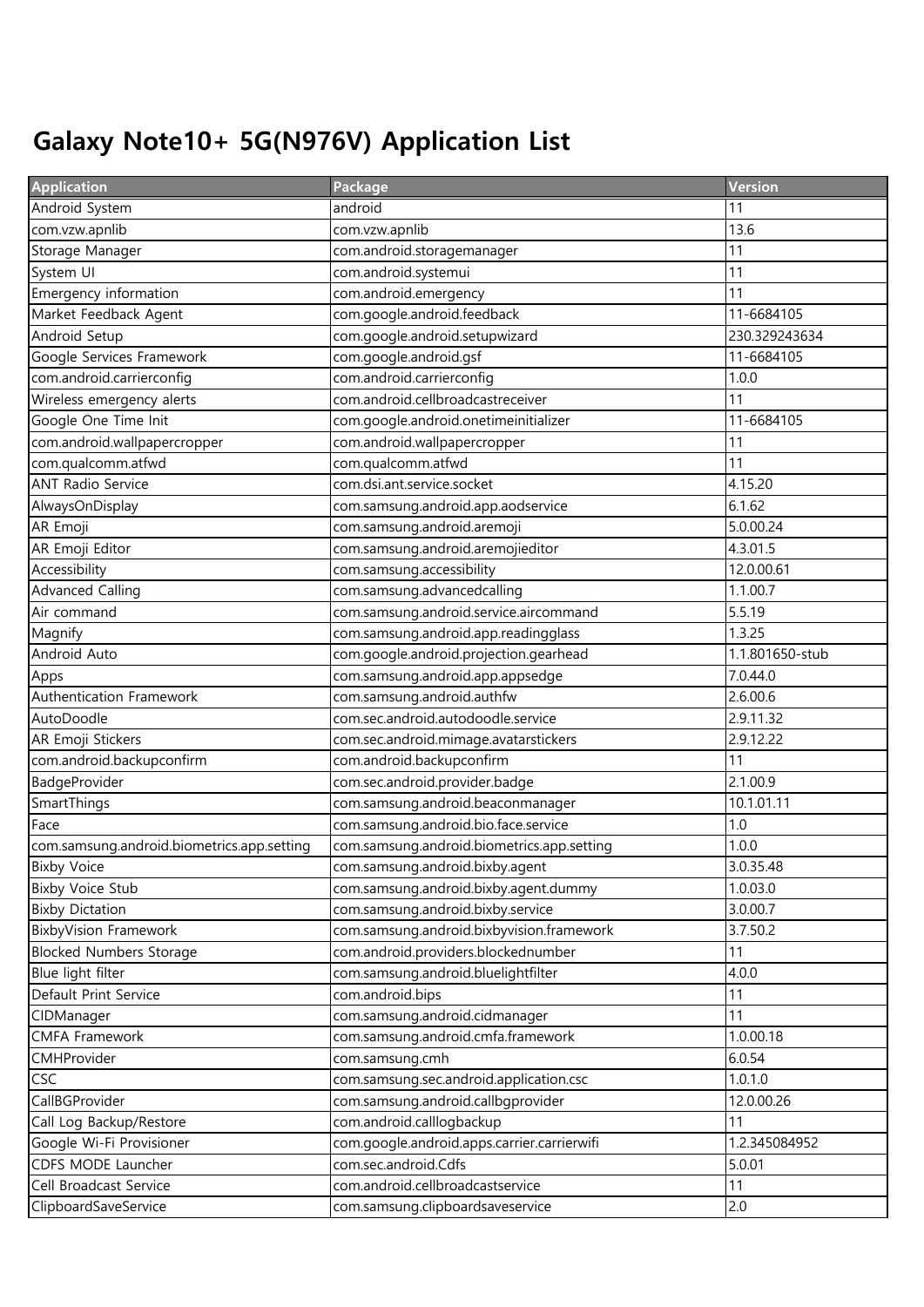# Galaxy Note10+ 5G(N976V) Application List

| Application | Package | Version |
| --- | --- | --- |
| Android System | android | 11 |
| com.vzw.apnlib | com.vzw.apnlib | 13.6 |
| Storage Manager | com.android.storagemanager | 11 |
| System UI | com.android.systemui | 11 |
| Emergency information | com.android.emergency | 11 |
| Market Feedback Agent | com.google.android.feedback | 11-6684105 |
| Android Setup | com.google.android.setupwizard | 230.329243634 |
| Google Services Framework | com.google.android.gsf | 11-6684105 |
| com.android.carrierconfig | com.android.carrierconfig | 1.0.0 |
| Wireless emergency alerts | com.android.cellbroadcastreceiver | 11 |
| Google One Time Init | com.google.android.onetimeinitializer | 11-6684105 |
| com.android.wallpapercropper | com.android.wallpapercropper | 11 |
| com.qualcomm.atfwd | com.qualcomm.atfwd | 11 |
| ANT Radio Service | com.dsi.ant.service.socket | 4.15.20 |
| AlwaysOnDisplay | com.samsung.android.app.aodservice | 6.1.62 |
| AR Emoji | com.samsung.android.aremoji | 5.0.00.24 |
| AR Emoji Editor | com.samsung.android.aremojieditor | 4.3.01.5 |
| Accessibility | com.samsung.accessibility | 12.0.00.61 |
| Advanced Calling | com.samsung.advancedcalling | 1.1.00.7 |
| Air command | com.samsung.android.service.aircommand | 5.5.19 |
| Magnify | com.samsung.android.app.readingglass | 1.3.25 |
| Android Auto | com.google.android.projection.gearhead | 1.1.801650-stub |
| Apps | com.samsung.android.app.appsedge | 7.0.44.0 |
| Authentication Framework | com.samsung.android.authfw | 2.6.00.6 |
| AutoDoodle | com.sec.android.autodoodle.service | 2.9.11.32 |
| AR Emoji Stickers | com.sec.android.mimage.avatarstickers | 2.9.12.22 |
| com.android.backupconfirm | com.android.backupconfirm | 11 |
| BadgeProvider | com.sec.android.provider.badge | 2.1.00.9 |
| SmartThings | com.samsung.android.beaconmanager | 10.1.01.11 |
| Face | com.samsung.android.bio.face.service | 1.0 |
| com.samsung.android.biometrics.app.setting | com.samsung.android.biometrics.app.setting | 1.0.0 |
| Bixby Voice | com.samsung.android.bixby.agent | 3.0.35.48 |
| Bixby Voice Stub | com.samsung.android.bixby.agent.dummy | 1.0.03.0 |
| Bixby Dictation | com.samsung.android.bixby.service | 3.0.00.7 |
| BixbyVision Framework | com.samsung.android.bixbyvision.framework | 3.7.50.2 |
| Blocked Numbers Storage | com.android.providers.blockednumber | 11 |
| Blue light filter | com.samsung.android.bluelightfilter | 4.0.0 |
| Default Print Service | com.android.bips | 11 |
| CIDManager | com.samsung.android.cidmanager | 11 |
| CMFA Framework | com.samsung.android.cmfa.framework | 1.0.00.18 |
| CMHProvider | com.samsung.cmh | 6.0.54 |
| CSC | com.samsung.sec.android.application.csc | 1.0.1.0 |
| CallBGProvider | com.samsung.android.callbgprovider | 12.0.00.26 |
| Call Log Backup/Restore | com.android.calllogbackup | 11 |
| Google Wi-Fi Provisioner | com.google.android.apps.carrier.carrierwifi | 1.2.345084952 |
| CDFS MODE Launcher | com.sec.android.Cdfs | 5.0.01 |
| Cell Broadcast Service | com.android.cellbroadcastservice | 11 |
| ClipboardSaveService | com.samsung.clipboardsaveservice | 2.0 |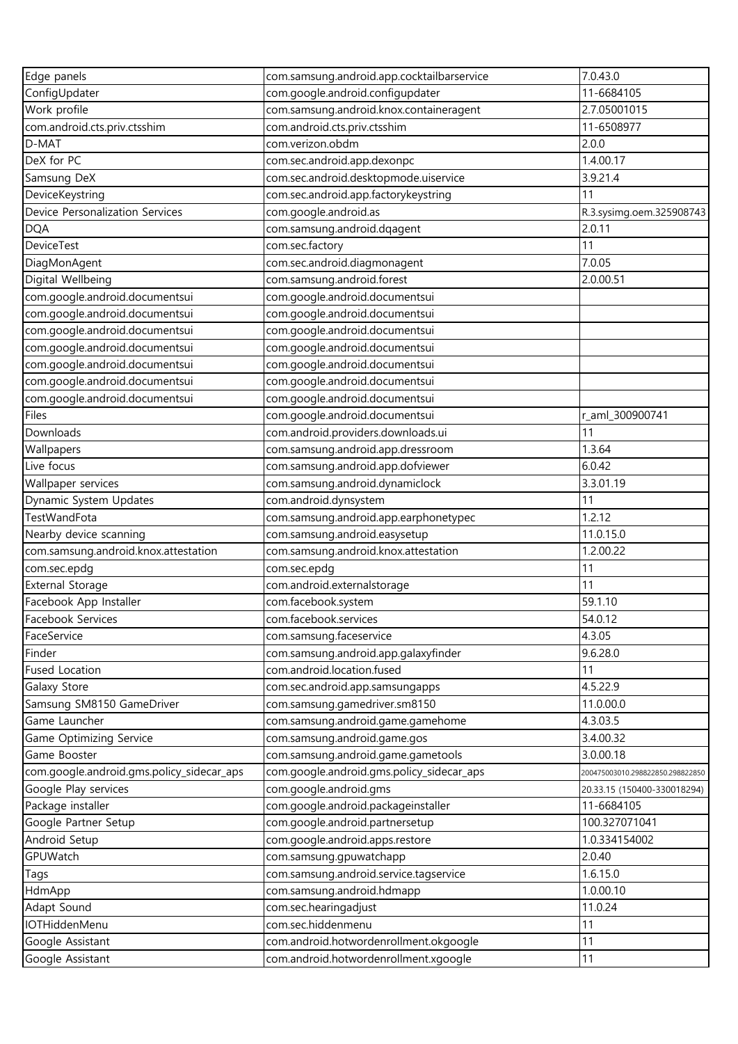| Edge panels | com.samsung.android.app.cocktailbarservice | 7.0.43.0 |
|---|---|---|
| ConfigUpdater | com.google.android.configupdater | 11-6684105 |
| Work profile | com.samsung.android.knox.containeragent | 2.7.05001015 |
| com.android.cts.priv.ctsshim | com.android.cts.priv.ctsshim | 11-6508977 |
| D-MAT | com.verizon.obdm | 2.0.0 |
| DeX for PC | com.sec.android.app.dexonpc | 1.4.00.17 |
| Samsung DeX | com.sec.android.desktopmode.uiservice | 3.9.21.4 |
| DeviceKeystring | com.sec.android.app.factorykeystring | 11 |
| Device Personalization Services | com.google.android.as | R.3.sysimg.oem.325908743 |
| DQA | com.samsung.android.dqagent | 2.0.11 |
| DeviceTest | com.sec.factory | 11 |
| DiagMonAgent | com.sec.android.diagmonagent | 7.0.05 |
| Digital Wellbeing | com.samsung.android.forest | 2.0.00.51 |
| com.google.android.documentsui | com.google.android.documentsui | |
| com.google.android.documentsui | com.google.android.documentsui | |
| com.google.android.documentsui | com.google.android.documentsui | |
| com.google.android.documentsui | com.google.android.documentsui | |
| com.google.android.documentsui | com.google.android.documentsui | |
| com.google.android.documentsui | com.google.android.documentsui | |
| com.google.android.documentsui | com.google.android.documentsui | |
| Files | com.google.android.documentsui | r_aml_300900741 |
| Downloads | com.android.providers.downloads.ui | 11 |
| Wallpapers | com.samsung.android.app.dressroom | 1.3.64 |
| Live focus | com.samsung.android.app.dofviewer | 6.0.42 |
| Wallpaper services | com.samsung.android.dynamiclock | 3.3.01.19 |
| Dynamic System Updates | com.android.dynsystem | 11 |
| TestWandFota | com.samsung.android.app.earphonetypec | 1.2.12 |
| Nearby device scanning | com.samsung.android.easysetup | 11.0.15.0 |
| com.samsung.android.knox.attestation | com.samsung.android.knox.attestation | 1.2.00.22 |
| com.sec.epdg | com.sec.epdg | 11 |
| External Storage | com.android.externalstorage | 11 |
| Facebook App Installer | com.facebook.system | 59.1.10 |
| Facebook Services | com.facebook.services | 54.0.12 |
| FaceService | com.samsung.faceservice | 4.3.05 |
| Finder | com.samsung.android.app.galaxyfinder | 9.6.28.0 |
| Fused Location | com.android.location.fused | 11 |
| Galaxy Store | com.sec.android.app.samsungapps | 4.5.22.9 |
| Samsung SM8150 GameDriver | com.samsung.gamedriver.sm8150 | 11.0.00.0 |
| Game Launcher | com.samsung.android.game.gamehome | 4.3.03.5 |
| Game Optimizing Service | com.samsung.android.game.gos | 3.4.00.32 |
| Game Booster | com.samsung.android.game.gametools | 3.0.00.18 |
| com.google.android.gms.policy_sidecar_aps | com.google.android.gms.policy_sidecar_aps | 200475003010.298822850.298822850 |
| Google Play services | com.google.android.gms | 20.33.15 (150400-330018294) |
| Package installer | com.google.android.packageinstaller | 11-6684105 |
| Google Partner Setup | com.google.android.partnersetup | 100.327071041 |
| Android Setup | com.google.android.apps.restore | 1.0.334154002 |
| GPUWatch | com.samsung.gpuwatchapp | 2.0.40 |
| Tags | com.samsung.android.service.tagservice | 1.6.15.0 |
| HdmApp | com.samsung.android.hdmapp | 1.0.00.10 |
| Adapt Sound | com.sec.hearingadjust | 11.0.24 |
| IOTHiddenMenu | com.sec.hiddenmenu | 11 |
| Google Assistant | com.android.hotwordenrollment.okgoogle | 11 |
| Google Assistant | com.android.hotwordenrollment.xgoogle | 11 |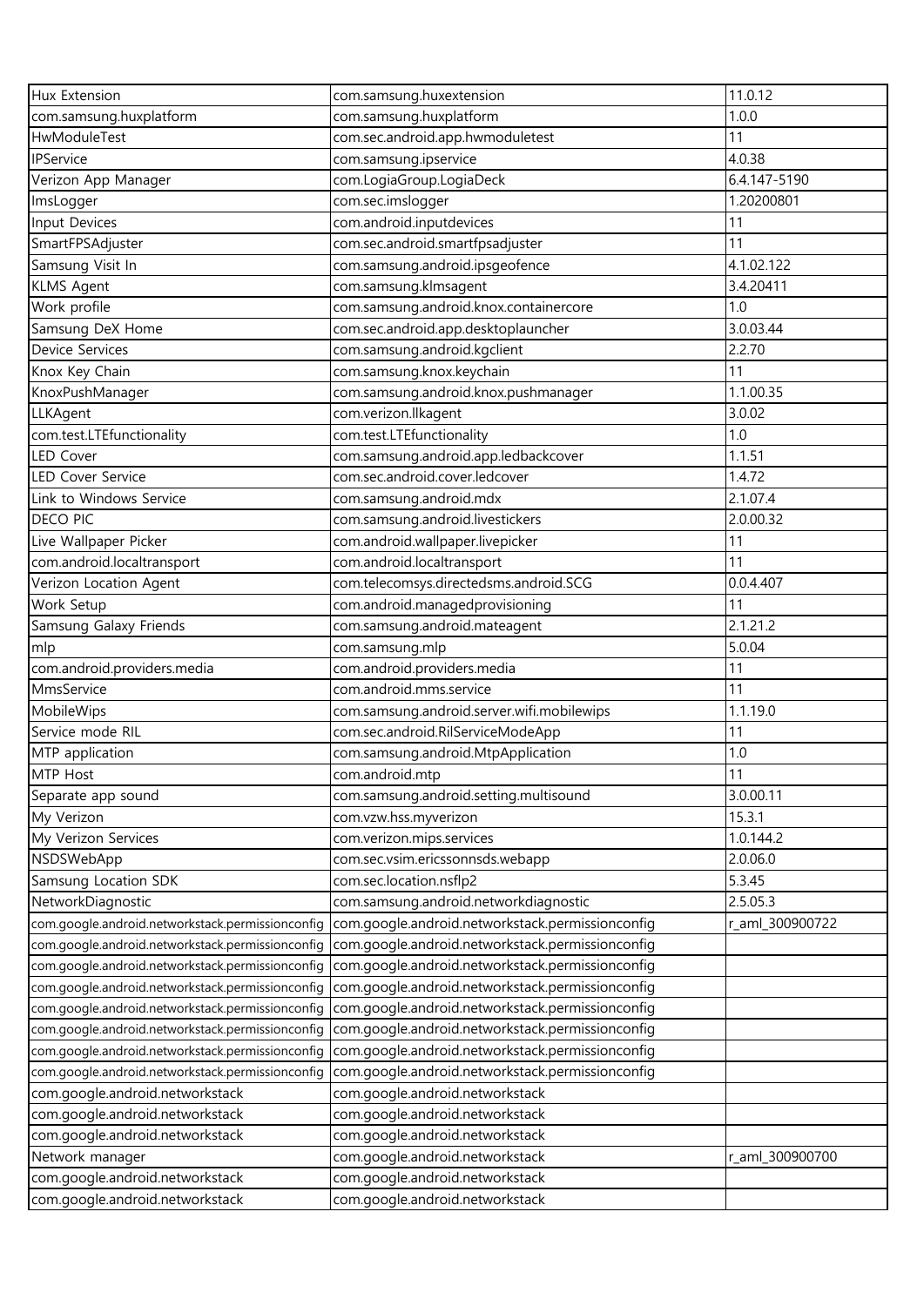| Hux Extension | com.samsung.huxextension | 11.0.12 |
|---|---|---|
| com.samsung.huxplatform | com.samsung.huxplatform | 1.0.0 |
| HwModuleTest | com.sec.android.app.hwmoduletest | 11 |
| IPService | com.samsung.ipservice | 4.0.38 |
| Verizon App Manager | com.LogiaGroup.LogiaDeck | 6.4.147-5190 |
| ImsLogger | com.sec.imslogger | 1.20200801 |
| Input Devices | com.android.inputdevices | 11 |
| SmartFPSAdjuster | com.sec.android.smartfpsadjuster | 11 |
| Samsung Visit In | com.samsung.android.ipsgeofence | 4.1.02.122 |
| KLMS Agent | com.samsung.klmsagent | 3.4.20411 |
| Work profile | com.samsung.android.knox.containercore | 1.0 |
| Samsung DeX Home | com.sec.android.app.desktoplauncher | 3.0.03.44 |
| Device Services | com.samsung.android.kgclient | 2.2.70 |
| Knox Key Chain | com.samsung.knox.keychain | 11 |
| KnoxPushManager | com.samsung.android.knox.pushmanager | 1.1.00.35 |
| LLKAgent | com.verizon.llkagent | 3.0.02 |
| com.test.LTEfunctionality | com.test.LTEfunctionality | 1.0 |
| LED Cover | com.samsung.android.app.ledbackcover | 1.1.51 |
| LED Cover Service | com.sec.android.cover.ledcover | 1.4.72 |
| Link to Windows Service | com.samsung.android.mdx | 2.1.07.4 |
| DECO PIC | com.samsung.android.livestickers | 2.0.00.32 |
| Live Wallpaper Picker | com.android.wallpaper.livepicker | 11 |
| com.android.localtransport | com.android.localtransport | 11 |
| Verizon Location Agent | com.telecomsys.directedsms.android.SCG | 0.0.4.407 |
| Work Setup | com.android.managedprovisioning | 11 |
| Samsung Galaxy Friends | com.samsung.android.mateagent | 2.1.21.2 |
| mlp | com.samsung.mlp | 5.0.04 |
| com.android.providers.media | com.android.providers.media | 11 |
| MmsService | com.android.mms.service | 11 |
| MobileWips | com.samsung.android.server.wifi.mobilewips | 1.1.19.0 |
| Service mode RIL | com.sec.android.RilServiceModeApp | 11 |
| MTP application | com.samsung.android.MtpApplication | 1.0 |
| MTP Host | com.android.mtp | 11 |
| Separate app sound | com.samsung.android.setting.multisound | 3.0.00.11 |
| My Verizon | com.vzw.hss.myverizon | 15.3.1 |
| My Verizon Services | com.verizon.mips.services | 1.0.144.2 |
| NSDSWebApp | com.sec.vsim.ericssonnsds.webapp | 2.0.06.0 |
| Samsung Location SDK | com.sec.location.nsflp2 | 5.3.45 |
| NetworkDiagnostic | com.samsung.android.networkdiagnostic | 2.5.05.3 |
| com.google.android.networkstack.permissionconfig | com.google.android.networkstack.permissionconfig | r_aml_300900722 |
| com.google.android.networkstack.permissionconfig | com.google.android.networkstack.permissionconfig | |
| com.google.android.networkstack.permissionconfig | com.google.android.networkstack.permissionconfig | |
| com.google.android.networkstack.permissionconfig | com.google.android.networkstack.permissionconfig | |
| com.google.android.networkstack.permissionconfig | com.google.android.networkstack.permissionconfig | |
| com.google.android.networkstack.permissionconfig | com.google.android.networkstack.permissionconfig | |
| com.google.android.networkstack.permissionconfig | com.google.android.networkstack.permissionconfig | |
| com.google.android.networkstack.permissionconfig | com.google.android.networkstack.permissionconfig | |
| com.google.android.networkstack | com.google.android.networkstack | |
| com.google.android.networkstack | com.google.android.networkstack | |
| com.google.android.networkstack | com.google.android.networkstack | |
| Network manager | com.google.android.networkstack | r_aml_300900700 |
| com.google.android.networkstack | com.google.android.networkstack | |
| com.google.android.networkstack | com.google.android.networkstack | |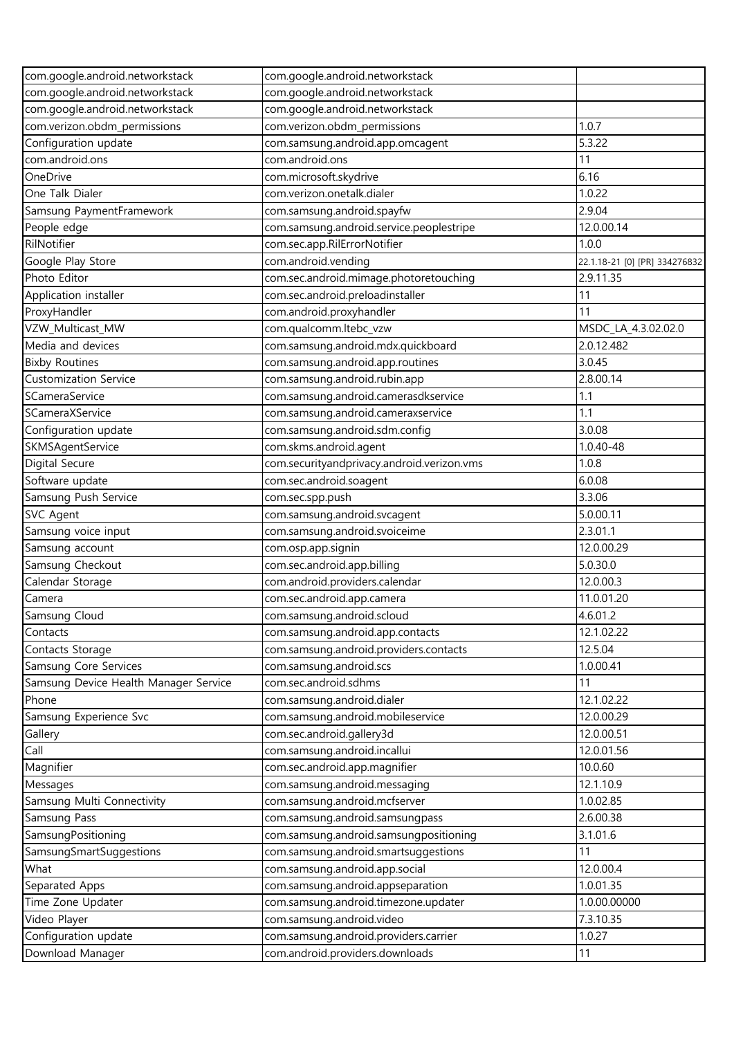| com.google.android.networkstack | com.google.android.networkstack | |
|---|---|---|
| com.google.android.networkstack | com.google.android.networkstack | |
| com.google.android.networkstack | com.google.android.networkstack | |
| com.verizon.obdm_permissions | com.verizon.obdm_permissions | 1.0.7 |
| Configuration update | com.samsung.android.app.omcagent | 5.3.22 |
| com.android.ons | com.android.ons | 11 |
| OneDrive | com.microsoft.skydrive | 6.16 |
| One Talk Dialer | com.verizon.onetalk.dialer | 1.0.22 |
| Samsung PaymentFramework | com.samsung.android.spayfw | 2.9.04 |
| People edge | com.samsung.android.service.peoplestripe | 12.0.00.14 |
| RilNotifier | com.sec.app.RilErrorNotifier | 1.0.0 |
| Google Play Store | com.android.vending | 22.1.18-21 [0] [PR] 334276832 |
| Photo Editor | com.sec.android.mimage.photoretouching | 2.9.11.35 |
| Application installer | com.sec.android.preloadinstaller | 11 |
| ProxyHandler | com.android.proxyhandler | 11 |
| VZW_Multicast_MW | com.qualcomm.ltebc_vzw | MSDC_LA_4.3.02.02.0 |
| Media and devices | com.samsung.android.mdx.quickboard | 2.0.12.482 |
| Bixby Routines | com.samsung.android.app.routines | 3.0.45 |
| Customization Service | com.samsung.android.rubin.app | 2.8.00.14 |
| SCameraService | com.samsung.android.camerasdkservice | 1.1 |
| SCameraXService | com.samsung.android.cameraxservice | 1.1 |
| Configuration update | com.samsung.android.sdm.config | 3.0.08 |
| SKMSAgentService | com.skms.android.agent | 1.0.40-48 |
| Digital Secure | com.securityandprivacy.android.verizon.vms | 1.0.8 |
| Software update | com.sec.android.soagent | 6.0.08 |
| Samsung Push Service | com.sec.spp.push | 3.3.06 |
| SVC Agent | com.samsung.android.svcagent | 5.0.00.11 |
| Samsung voice input | com.samsung.android.svoiceime | 2.3.01.1 |
| Samsung account | com.osp.app.signin | 12.0.00.29 |
| Samsung Checkout | com.sec.android.app.billing | 5.0.30.0 |
| Calendar Storage | com.android.providers.calendar | 12.0.00.3 |
| Camera | com.sec.android.app.camera | 11.0.01.20 |
| Samsung Cloud | com.samsung.android.scloud | 4.6.01.2 |
| Contacts | com.samsung.android.app.contacts | 12.1.02.22 |
| Contacts Storage | com.samsung.android.providers.contacts | 12.5.04 |
| Samsung Core Services | com.samsung.android.scs | 1.0.00.41 |
| Samsung Device Health Manager Service | com.sec.android.sdhms | 11 |
| Phone | com.samsung.android.dialer | 12.1.02.22 |
| Samsung Experience Svc | com.samsung.android.mobileservice | 12.0.00.29 |
| Gallery | com.sec.android.gallery3d | 12.0.00.51 |
| Call | com.samsung.android.incallui | 12.0.01.56 |
| Magnifier | com.sec.android.app.magnifier | 10.0.60 |
| Messages | com.samsung.android.messaging | 12.1.10.9 |
| Samsung Multi Connectivity | com.samsung.android.mcfserver | 1.0.02.85 |
| Samsung Pass | com.samsung.android.samsungpass | 2.6.00.38 |
| SamsungPositioning | com.samsung.android.samsungpositioning | 3.1.01.6 |
| SamsungSmartSuggestions | com.samsung.android.smartsuggestions | 11 |
| What | com.samsung.android.app.social | 12.0.00.4 |
| Separated Apps | com.samsung.android.appseparation | 1.0.01.35 |
| Time Zone Updater | com.samsung.android.timezone.updater | 1.0.00.00000 |
| Video Player | com.samsung.android.video | 7.3.10.35 |
| Configuration update | com.samsung.android.providers.carrier | 1.0.27 |
| Download Manager | com.android.providers.downloads | 11 |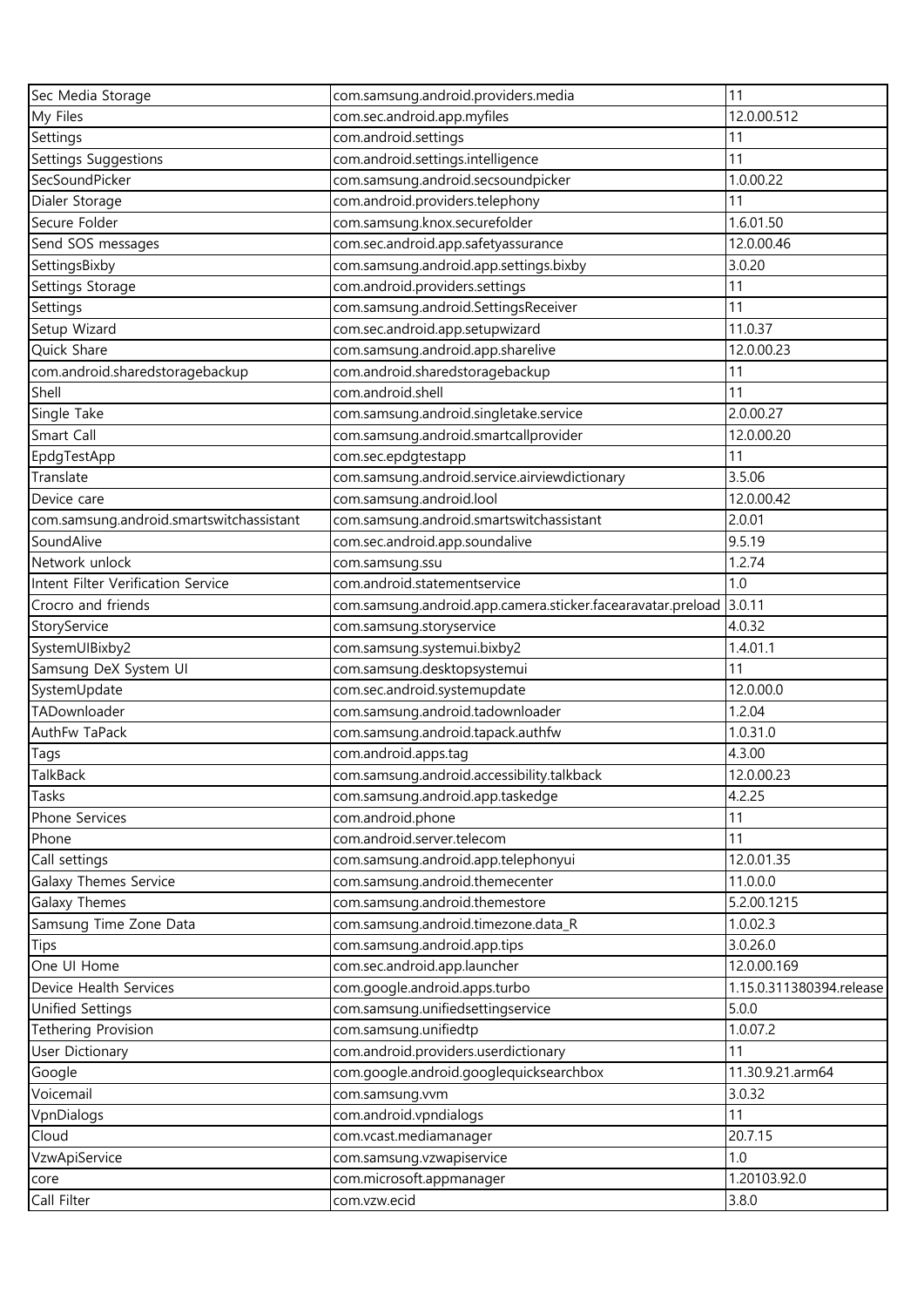| Sec Media Storage | com.samsung.android.providers.media | 11 |
|---|---|---|
| My Files | com.sec.android.app.myfiles | 12.0.00.512 |
| Settings | com.android.settings | 11 |
| Settings Suggestions | com.android.settings.intelligence | 11 |
| SecSoundPicker | com.samsung.android.secsoundpicker | 1.0.00.22 |
| Dialer Storage | com.android.providers.telephony | 11 |
| Secure Folder | com.samsung.knox.securefolder | 1.6.01.50 |
| Send SOS messages | com.sec.android.app.safetyassurance | 12.0.00.46 |
| SettingsBixby | com.samsung.android.app.settings.bixby | 3.0.20 |
| Settings Storage | com.android.providers.settings | 11 |
| Settings | com.samsung.android.SettingsReceiver | 11 |
| Setup Wizard | com.sec.android.app.setupwizard | 11.0.37 |
| Quick Share | com.samsung.android.app.sharelive | 12.0.00.23 |
| com.android.sharedstoragebackup | com.android.sharedstoragebackup | 11 |
| Shell | com.android.shell | 11 |
| Single Take | com.samsung.android.singletake.service | 2.0.00.27 |
| Smart Call | com.samsung.android.smartcallprovider | 12.0.00.20 |
| EpdgTestApp | com.sec.epdgtestapp | 11 |
| Translate | com.samsung.android.service.airviewdictionary | 3.5.06 |
| Device care | com.samsung.android.lool | 12.0.00.42 |
| com.samsung.android.smartswitchassistant | com.samsung.android.smartswitchassistant | 2.0.01 |
| SoundAlive | com.sec.android.app.soundalive | 9.5.19 |
| Network unlock | com.samsung.ssu | 1.2.74 |
| Intent Filter Verification Service | com.android.statementservice | 1.0 |
| Crocro and friends | com.samsung.android.app.camera.sticker.facearavatar.preload | 3.0.11 |
| StoryService | com.samsung.storyservice | 4.0.32 |
| SystemUIBixby2 | com.samsung.systemui.bixby2 | 1.4.01.1 |
| Samsung DeX System UI | com.samsung.desktopsystemui | 11 |
| SystemUpdate | com.sec.android.systemupdate | 12.0.00.0 |
| TADownloader | com.samsung.android.tadownloader | 1.2.04 |
| AuthFw TaPack | com.samsung.android.tapack.authfw | 1.0.31.0 |
| Tags | com.android.apps.tag | 4.3.00 |
| TalkBack | com.samsung.android.accessibility.talkback | 12.0.00.23 |
| Tasks | com.samsung.android.app.taskedge | 4.2.25 |
| Phone Services | com.android.phone | 11 |
| Phone | com.android.server.telecom | 11 |
| Call settings | com.samsung.android.app.telephonyui | 12.0.01.35 |
| Galaxy Themes Service | com.samsung.android.themecenter | 11.0.0.0 |
| Galaxy Themes | com.samsung.android.themestore | 5.2.00.1215 |
| Samsung Time Zone Data | com.samsung.android.timezone.data_R | 1.0.02.3 |
| Tips | com.samsung.android.app.tips | 3.0.26.0 |
| One UI Home | com.sec.android.app.launcher | 12.0.00.169 |
| Device Health Services | com.google.android.apps.turbo | 1.15.0.311380394.release |
| Unified Settings | com.samsung.unifiedsettingservice | 5.0.0 |
| Tethering Provision | com.samsung.unifiedtp | 1.0.07.2 |
| User Dictionary | com.android.providers.userdictionary | 11 |
| Google | com.google.android.googlequicksearchbox | 11.30.9.21.arm64 |
| Voicemail | com.samsung.vvm | 3.0.32 |
| VpnDialogs | com.android.vpndialogs | 11 |
| Cloud | com.vcast.mediamanager | 20.7.15 |
| VzwApiService | com.samsung.vzwapiservice | 1.0 |
| core | com.microsoft.appmanager | 1.20103.92.0 |
| Call Filter | com.vzw.ecid | 3.8.0 |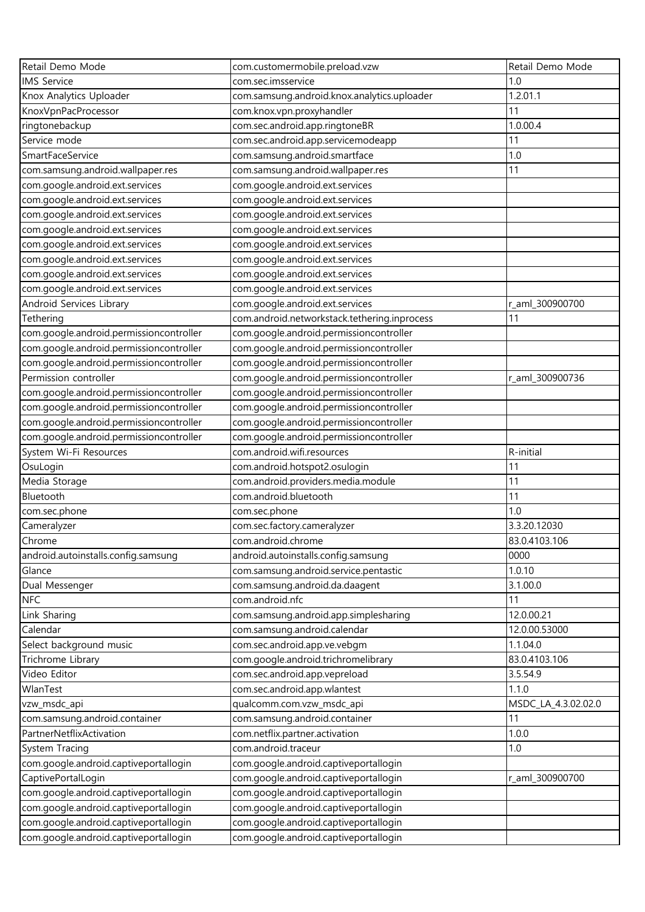| Retail Demo Mode | com.customermobile.preload.vzw | Retail Demo Mode |
|---|---|---|
| IMS Service | com.sec.imsservice | 1.0 |
| Knox Analytics Uploader | com.samsung.android.knox.analytics.uploader | 1.2.01.1 |
| KnoxVpnPacProcessor | com.knox.vpn.proxyhandler | 11 |
| ringtonebackup | com.sec.android.app.ringtoneBR | 1.0.00.4 |
| Service mode | com.sec.android.app.servicemodeapp | 11 |
| SmartFaceService | com.samsung.android.smartface | 1.0 |
| com.samsung.android.wallpaper.res | com.samsung.android.wallpaper.res | 11 |
| com.google.android.ext.services | com.google.android.ext.services | |
| com.google.android.ext.services | com.google.android.ext.services | |
| com.google.android.ext.services | com.google.android.ext.services | |
| com.google.android.ext.services | com.google.android.ext.services | |
| com.google.android.ext.services | com.google.android.ext.services | |
| com.google.android.ext.services | com.google.android.ext.services | |
| com.google.android.ext.services | com.google.android.ext.services | |
| com.google.android.ext.services | com.google.android.ext.services | |
| Android Services Library | com.google.android.ext.services | r_aml_300900700 |
| Tethering | com.android.networkstack.tethering.inprocess | 11 |
| com.google.android.permissioncontroller | com.google.android.permissioncontroller | |
| com.google.android.permissioncontroller | com.google.android.permissioncontroller | |
| com.google.android.permissioncontroller | com.google.android.permissioncontroller | |
| Permission controller | com.google.android.permissioncontroller | r_aml_300900736 |
| com.google.android.permissioncontroller | com.google.android.permissioncontroller | |
| com.google.android.permissioncontroller | com.google.android.permissioncontroller | |
| com.google.android.permissioncontroller | com.google.android.permissioncontroller | |
| com.google.android.permissioncontroller | com.google.android.permissioncontroller | |
| System Wi-Fi Resources | com.android.wifi.resources | R-initial |
| OsuLogin | com.android.hotspot2.osulogin | 11 |
| Media Storage | com.android.providers.media.module | 11 |
| Bluetooth | com.android.bluetooth | 11 |
| com.sec.phone | com.sec.phone | 1.0 |
| Cameralyzer | com.sec.factory.cameralyzer | 3.3.20.12030 |
| Chrome | com.android.chrome | 83.0.4103.106 |
| android.autoinstalls.config.samsung | android.autoinstalls.config.samsung | 0000 |
| Glance | com.samsung.android.service.pentastic | 1.0.10 |
| Dual Messenger | com.samsung.android.da.daagent | 3.1.00.0 |
| NFC | com.android.nfc | 11 |
| Link Sharing | com.samsung.android.app.simplesharing | 12.0.00.21 |
| Calendar | com.samsung.android.calendar | 12.0.00.53000 |
| Select background music | com.sec.android.app.ve.vebgm | 1.1.04.0 |
| Trichrome Library | com.google.android.trichromelibrary | 83.0.4103.106 |
| Video Editor | com.sec.android.app.vepreload | 3.5.54.9 |
| WlanTest | com.sec.android.app.wlantest | 1.1.0 |
| vzw_msdc_api | qualcomm.com.vzw_msdc_api | MSDC_LA_4.3.02.02.0 |
| com.samsung.android.container | com.samsung.android.container | 11 |
| PartnerNetflixActivation | com.netflix.partner.activation | 1.0.0 |
| System Tracing | com.android.traceur | 1.0 |
| com.google.android.captiveportallogin | com.google.android.captiveportallogin | |
| CaptivePortalLogin | com.google.android.captiveportallogin | r_aml_300900700 |
| com.google.android.captiveportallogin | com.google.android.captiveportallogin | |
| com.google.android.captiveportallogin | com.google.android.captiveportallogin | |
| com.google.android.captiveportallogin | com.google.android.captiveportallogin | |
| com.google.android.captiveportallogin | com.google.android.captiveportallogin | |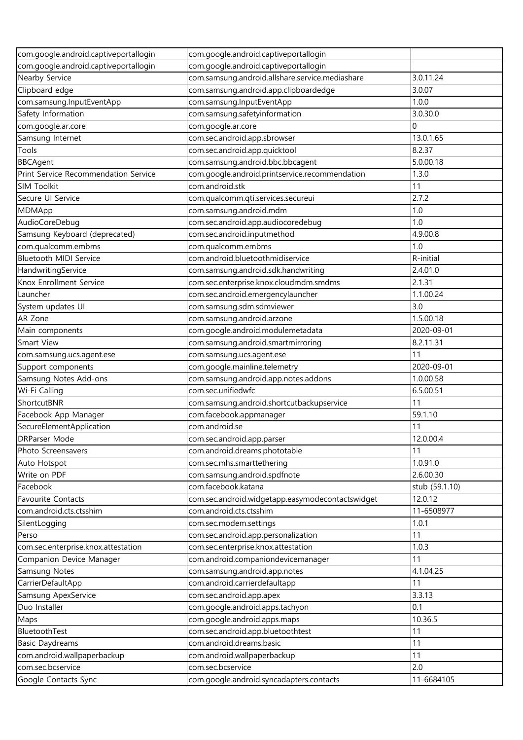| | | |
|---|---|---|
| com.google.android.captiveportallogin | com.google.android.captiveportallogin | |
| com.google.android.captiveportallogin | com.google.android.captiveportallogin | |
| Nearby Service | com.samsung.android.allshare.service.mediashare | 3.0.11.24 |
| Clipboard edge | com.samsung.android.app.clipboardedge | 3.0.07 |
| com.samsung.InputEventApp | com.samsung.InputEventApp | 1.0.0 |
| Safety Information | com.samsung.safetyinformation | 3.0.30.0 |
| com.google.ar.core | com.google.ar.core | 0 |
| Samsung Internet | com.sec.android.app.sbrowser | 13.0.1.65 |
| Tools | com.sec.android.app.quicktool | 8.2.37 |
| BBCAgent | com.samsung.android.bbc.bbcagent | 5.0.00.18 |
| Print Service Recommendation Service | com.google.android.printservice.recommendation | 1.3.0 |
| SIM Toolkit | com.android.stk | 11 |
| Secure UI Service | com.qualcomm.qti.services.secureui | 2.7.2 |
| MDMApp | com.samsung.android.mdm | 1.0 |
| AudioCoreDebug | com.sec.android.app.audiocoredebug | 1.0 |
| Samsung Keyboard (deprecated) | com.sec.android.inputmethod | 4.9.00.8 |
| com.qualcomm.embms | com.qualcomm.embms | 1.0 |
| Bluetooth MIDI Service | com.android.bluetoothmidiservice | R-initial |
| HandwritingService | com.samsung.android.sdk.handwriting | 2.4.01.0 |
| Knox Enrollment Service | com.sec.enterprise.knox.cloudmdm.smdms | 2.1.31 |
| Launcher | com.sec.android.emergencylauncher | 1.1.00.24 |
| System updates UI | com.samsung.sdm.sdmviewer | 3.0 |
| AR Zone | com.samsung.android.arzone | 1.5.00.18 |
| Main components | com.google.android.modulemetadata | 2020-09-01 |
| Smart View | com.samsung.android.smartmirroring | 8.2.11.31 |
| com.samsung.ucs.agent.ese | com.samsung.ucs.agent.ese | 11 |
| Support components | com.google.mainline.telemetry | 2020-09-01 |
| Samsung Notes Add-ons | com.samsung.android.app.notes.addons | 1.0.00.58 |
| Wi-Fi Calling | com.sec.unifiedwfc | 6.5.00.51 |
| ShortcutBNR | com.samsung.android.shortcutbackupservice | 11 |
| Facebook App Manager | com.facebook.appmanager | 59.1.10 |
| SecureElementApplication | com.android.se | 11 |
| DRParser Mode | com.sec.android.app.parser | 12.0.00.4 |
| Photo Screensavers | com.android.dreams.phototable | 11 |
| Auto Hotspot | com.sec.mhs.smarttethering | 1.0.91.0 |
| Write on PDF | com.samsung.android.spdfnote | 2.6.00.30 |
| Facebook | com.facebook.katana | stub (59.1.10) |
| Favourite Contacts | com.sec.android.widgetapp.easymodecontactswidget | 12.0.12 |
| com.android.cts.ctsshim | com.android.cts.ctsshim | 11-6508977 |
| SilentLogging | com.sec.modem.settings | 1.0.1 |
| Perso | com.sec.android.app.personalization | 11 |
| com.sec.enterprise.knox.attestation | com.sec.enterprise.knox.attestation | 1.0.3 |
| Companion Device Manager | com.android.companiondevicemanager | 11 |
| Samsung Notes | com.samsung.android.app.notes | 4.1.04.25 |
| CarrierDefaultApp | com.android.carrierdefaultapp | 11 |
| Samsung ApexService | com.sec.android.app.apex | 3.3.13 |
| Duo Installer | com.google.android.apps.tachyon | 0.1 |
| Maps | com.google.android.apps.maps | 10.36.5 |
| BluetoothTest | com.sec.android.app.bluetoothtest | 11 |
| Basic Daydreams | com.android.dreams.basic | 11 |
| com.android.wallpaperbackup | com.android.wallpaperbackup | 11 |
| com.sec.bcservice | com.sec.bcservice | 2.0 |
| Google Contacts Sync | com.google.android.syncadapters.contacts | 11-6684105 |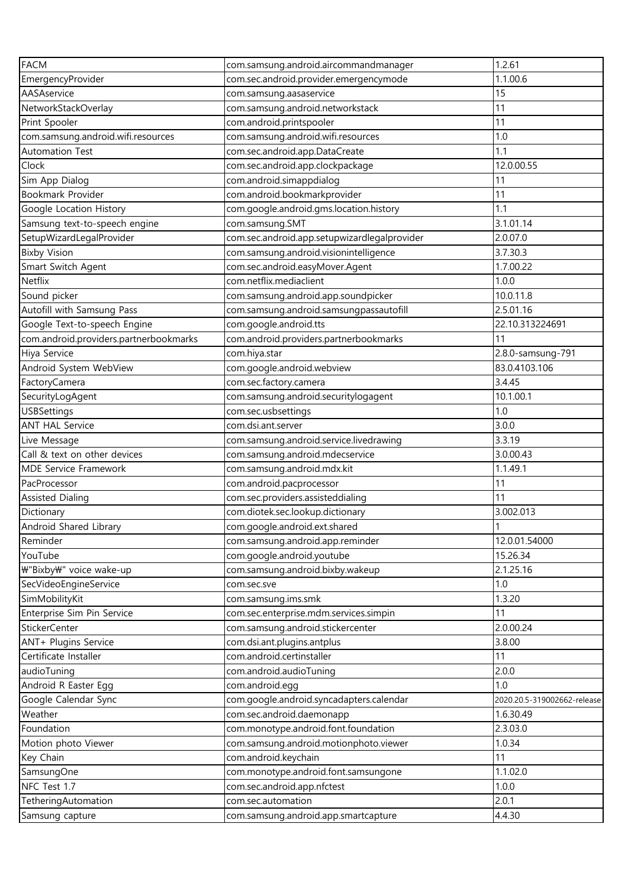| FACM | com.samsung.android.aircommandmanager | 1.2.61 |
|---|---|---|
| EmergencyProvider | com.sec.android.provider.emergencymode | 1.1.00.6 |
| AASAservice | com.samsung.aasaservice | 15 |
| NetworkStackOverlay | com.samsung.android.networkstack | 11 |
| Print Spooler | com.android.printspooler | 11 |
| com.samsung.android.wifi.resources | com.samsung.android.wifi.resources | 1.0 |
| Automation Test | com.sec.android.app.DataCreate | 1.1 |
| Clock | com.sec.android.app.clockpackage | 12.0.00.55 |
| Sim App Dialog | com.android.simappdialog | 11 |
| Bookmark Provider | com.android.bookmarkprovider | 11 |
| Google Location History | com.google.android.gms.location.history | 1.1 |
| Samsung text-to-speech engine | com.samsung.SMT | 3.1.01.14 |
| SetupWizardLegalProvider | com.sec.android.app.setupwizardlegalprovider | 2.0.07.0 |
| Bixby Vision | com.samsung.android.visionintelligence | 3.7.30.3 |
| Smart Switch Agent | com.sec.android.easyMover.Agent | 1.7.00.22 |
| Netflix | com.netflix.mediaclient | 1.0.0 |
| Sound picker | com.samsung.android.app.soundpicker | 10.0.11.8 |
| Autofill with Samsung Pass | com.samsung.android.samsungpassautofill | 2.5.01.16 |
| Google Text-to-speech Engine | com.google.android.tts | 22.10.313224691 |
| com.android.providers.partnerbookmarks | com.android.providers.partnerbookmarks | 11 |
| Hiya Service | com.hiya.star | 2.8.0-samsung-791 |
| Android System WebView | com.google.android.webview | 83.0.4103.106 |
| FactoryCamera | com.sec.factory.camera | 3.4.45 |
| SecurityLogAgent | com.samsung.android.securitylogagent | 10.1.00.1 |
| USBSettings | com.sec.usbsettings | 1.0 |
| ANT HAL Service | com.dsi.ant.server | 3.0.0 |
| Live Message | com.samsung.android.service.livedrawing | 3.3.19 |
| Call & text on other devices | com.samsung.android.mdecservice | 3.0.00.43 |
| MDE Service Framework | com.samsung.android.mdx.kit | 1.1.49.1 |
| PacProcessor | com.android.pacprocessor | 11 |
| Assisted Dialing | com.sec.providers.assisteddialing | 11 |
| Dictionary | com.diotek.sec.lookup.dictionary | 3.002.013 |
| Android Shared Library | com.google.android.ext.shared | 1 |
| Reminder | com.samsung.android.app.reminder | 12.0.01.54000 |
| YouTube | com.google.android.youtube | 15.26.34 |
| ₩"Bixby₩" voice wake-up | com.samsung.android.bixby.wakeup | 2.1.25.16 |
| SecVideoEngineService | com.sec.sve | 1.0 |
| SimMobilityKit | com.samsung.ims.smk | 1.3.20 |
| Enterprise Sim Pin Service | com.sec.enterprise.mdm.services.simpin | 11 |
| StickerCenter | com.samsung.android.stickercenter | 2.0.00.24 |
| ANT+ Plugins Service | com.dsi.ant.plugins.antplus | 3.8.00 |
| Certificate Installer | com.android.certinstaller | 11 |
| audioTuning | com.android.audioTuning | 2.0.0 |
| Android R Easter Egg | com.android.egg | 1.0 |
| Google Calendar Sync | com.google.android.syncadapters.calendar | 2020.20.5-319002662-release |
| Weather | com.sec.android.daemonapp | 1.6.30.49 |
| Foundation | com.monotype.android.font.foundation | 2.3.03.0 |
| Motion photo Viewer | com.samsung.android.motionphoto.viewer | 1.0.34 |
| Key Chain | com.android.keychain | 11 |
| SamsungOne | com.monotype.android.font.samsungone | 1.1.02.0 |
| NFC Test 1.7 | com.sec.android.app.nfctest | 1.0.0 |
| TetheringAutomation | com.sec.automation | 2.0.1 |
| Samsung capture | com.samsung.android.app.smartcapture | 4.4.30 |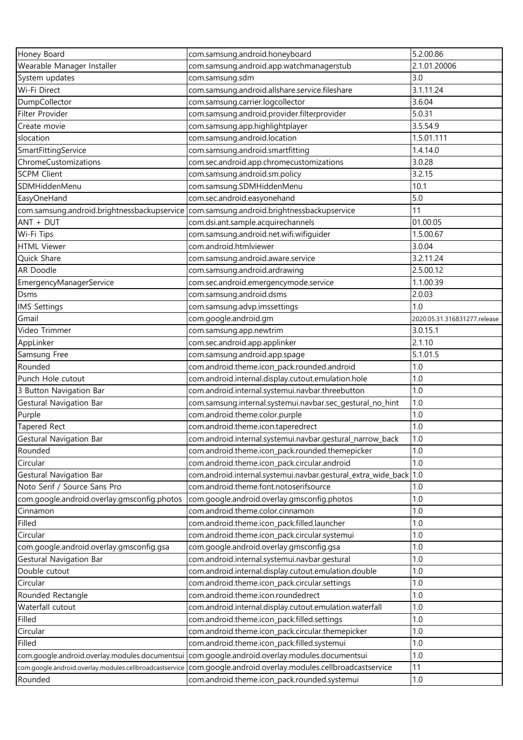| Honey Board | com.samsung.android.honeyboard | 5.2.00.86 |
|---|---|---|
| Wearable Manager Installer | com.samsung.android.app.watchmanagerstub | 2.1.01.20006 |
| System updates | com.samsung.sdm | 3.0 |
| Wi-Fi Direct | com.samsung.android.allshare.service.fileshare | 3.1.11.24 |
| DumpCollector | com.samsung.carrier.logcollector | 3.6.04 |
| Filter Provider | com.samsung.android.provider.filterprovider | 5.0.31 |
| Create movie | com.samsung.app.highlightplayer | 3.5.54.9 |
| slocation | com.samsung.android.location | 1.5.01.111 |
| SmartFittingService | com.samsung.android.smartfitting | 1.4.14.0 |
| ChromeCustomizations | com.sec.android.app.chromecustomizations | 3.0.28 |
| SCPM Client | com.samsung.android.sm.policy | 3.2.15 |
| SDMHiddenMenu | com.samsung.SDMHiddenMenu | 10.1 |
| EasyOneHand | com.sec.android.easyonehand | 5.0 |
| com.samsung.android.brightnessbackupservice | com.samsung.android.brightnessbackupservice | 11 |
| ANT + DUT | com.dsi.ant.sample.acquirechannels | 01.00.05 |
| Wi-Fi Tips | com.samsung.android.net.wifi.wifiguider | 1.5.00.67 |
| HTML Viewer | com.android.htmlviewer | 3.0.04 |
| Quick Share | com.samsung.android.aware.service | 3.2.11.24 |
| AR Doodle | com.samsung.android.ardrawing | 2.5.00.12 |
| EmergencyManagerService | com.sec.android.emergencymode.service | 1.1.00.39 |
| Dsms | com.samsung.android.dsms | 2.0.03 |
| IMS Settings | com.samsung.advp.imssettings | 1.0 |
| Gmail | com.google.android.gm | 2020.05.31.316831277.release |
| Video Trimmer | com.samsung.app.newtrim | 3.0.15.1 |
| AppLinker | com.sec.android.app.applinker | 2.1.10 |
| Samsung Free | com.samsung.android.app.spage | 5.1.01.5 |
| Rounded | com.android.theme.icon_pack.rounded.android | 1.0 |
| Punch Hole cutout | com.android.internal.display.cutout.emulation.hole | 1.0 |
| 3 Button Navigation Bar | com.android.internal.systemui.navbar.threebutton | 1.0 |
| Gestural Navigation Bar | com.samsung.internal.systemui.navbar.sec_gestural_no_hint | 1.0 |
| Purple | com.android.theme.color.purple | 1.0 |
| Tapered Rect | com.android.theme.icon.taperedrect | 1.0 |
| Gestural Navigation Bar | com.android.internal.systemui.navbar.gestural_narrow_back | 1.0 |
| Rounded | com.android.theme.icon_pack.rounded.themepicker | 1.0 |
| Circular | com.android.theme.icon_pack.circular.android | 1.0 |
| Gestural Navigation Bar | com.android.internal.systemui.navbar.gestural_extra_wide_back | 1.0 |
| Noto Serif / Source Sans Pro | com.android.theme.font.notoserifsource | 1.0 |
| com.google.android.overlay.gmsconfig.photos | com.google.android.overlay.gmsconfig.photos | 1.0 |
| Cinnamon | com.android.theme.color.cinnamon | 1.0 |
| Filled | com.android.theme.icon_pack.filled.launcher | 1.0 |
| Circular | com.android.theme.icon_pack.circular.systemui | 1.0 |
| com.google.android.overlay.gmsconfig.gsa | com.google.android.overlay.gmsconfig.gsa | 1.0 |
| Gestural Navigation Bar | com.android.internal.systemui.navbar.gestural | 1.0 |
| Double cutout | com.android.internal.display.cutout.emulation.double | 1.0 |
| Circular | com.android.theme.icon_pack.circular.settings | 1.0 |
| Rounded Rectangle | com.android.theme.icon.roundedrect | 1.0 |
| Waterfall cutout | com.android.internal.display.cutout.emulation.waterfall | 1.0 |
| Filled | com.android.theme.icon_pack.filled.settings | 1.0 |
| Circular | com.android.theme.icon_pack.circular.themepicker | 1.0 |
| Filled | com.android.theme.icon_pack.filled.systemui | 1.0 |
| com.google.android.overlay.modules.documentsui | com.google.android.overlay.modules.documentsui | 1.0 |
| com.google.android.overlay.modules.cellbroadcastservice | com.google.android.overlay.modules.cellbroadcastservice | 11 |
| Rounded | com.android.theme.icon_pack.rounded.systemui | 1.0 |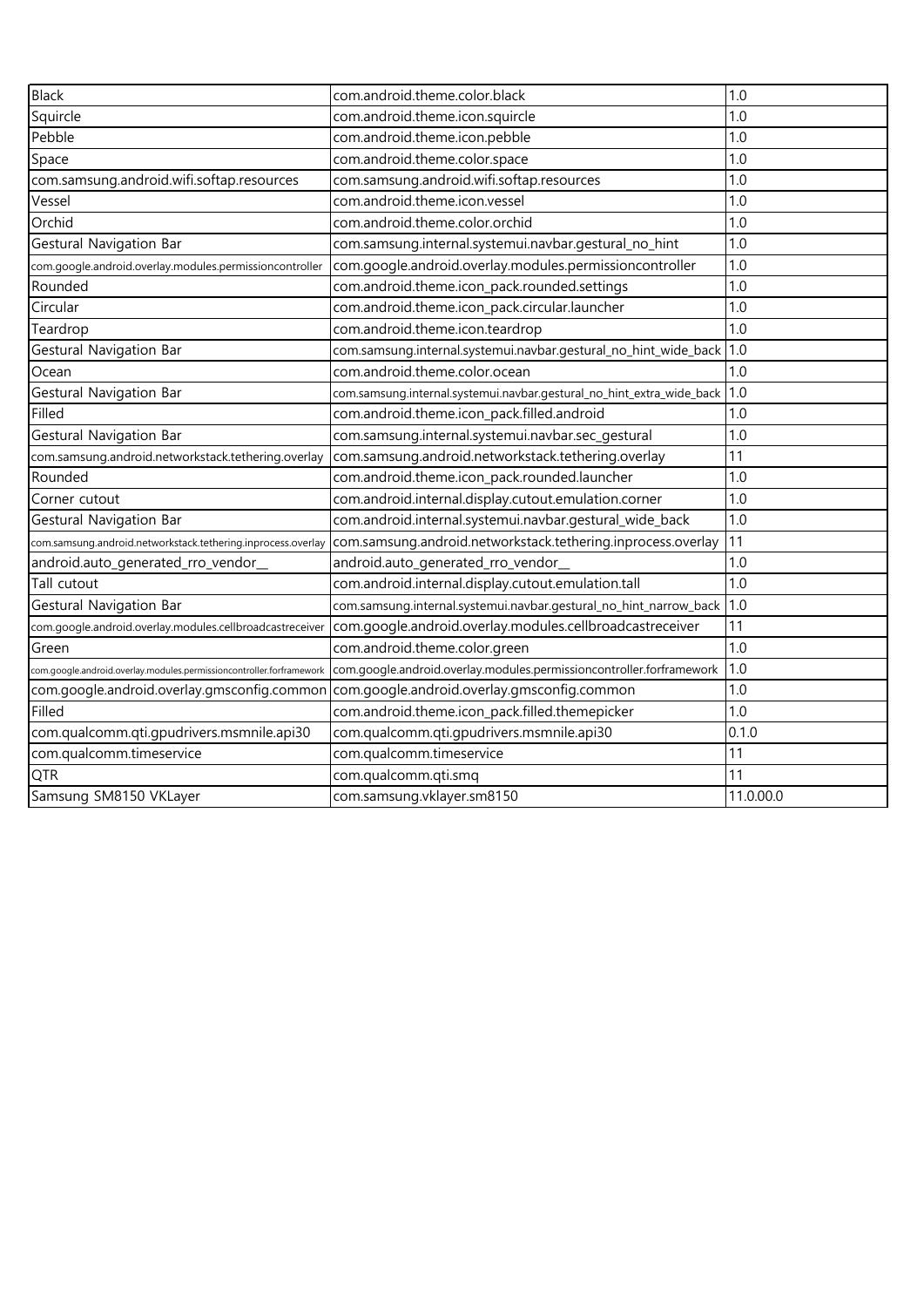| | | |
|---|---|---|
| Black | com.android.theme.color.black | 1.0 |
| Squircle | com.android.theme.icon.squircle | 1.0 |
| Pebble | com.android.theme.icon.pebble | 1.0 |
| Space | com.android.theme.color.space | 1.0 |
| com.samsung.android.wifi.softap.resources | com.samsung.android.wifi.softap.resources | 1.0 |
| Vessel | com.android.theme.icon.vessel | 1.0 |
| Orchid | com.android.theme.color.orchid | 1.0 |
| Gestural Navigation Bar | com.samsung.internal.systemui.navbar.gestural_no_hint | 1.0 |
| com.google.android.overlay.modules.permissioncontroller | com.google.android.overlay.modules.permissioncontroller | 1.0 |
| Rounded | com.android.theme.icon_pack.rounded.settings | 1.0 |
| Circular | com.android.theme.icon_pack.circular.launcher | 1.0 |
| Teardrop | com.android.theme.icon.teardrop | 1.0 |
| Gestural Navigation Bar | com.samsung.internal.systemui.navbar.gestural_no_hint_wide_back | 1.0 |
| Ocean | com.android.theme.color.ocean | 1.0 |
| Gestural Navigation Bar | com.samsung.internal.systemui.navbar.gestural_no_hint_extra_wide_back | 1.0 |
| Filled | com.android.theme.icon_pack.filled.android | 1.0 |
| Gestural Navigation Bar | com.samsung.internal.systemui.navbar.sec_gestural | 1.0 |
| com.samsung.android.networkstack.tethering.overlay | com.samsung.android.networkstack.tethering.overlay | 11 |
| Rounded | com.android.theme.icon_pack.rounded.launcher | 1.0 |
| Corner cutout | com.android.internal.display.cutout.emulation.corner | 1.0 |
| Gestural Navigation Bar | com.android.internal.systemui.navbar.gestural_wide_back | 1.0 |
| com.samsung.android.networkstack.tethering.inprocess.overlay | com.samsung.android.networkstack.tethering.inprocess.overlay | 11 |
| android.auto_generated_rro_vendor__ | android.auto_generated_rro_vendor__ | 1.0 |
| Tall cutout | com.android.internal.display.cutout.emulation.tall | 1.0 |
| Gestural Navigation Bar | com.samsung.internal.systemui.navbar.gestural_no_hint_narrow_back | 1.0 |
| com.google.android.overlay.modules.cellbroadcastreceiver | com.google.android.overlay.modules.cellbroadcastreceiver | 11 |
| Green | com.android.theme.color.green | 1.0 |
| com.google.android.overlay.modules.permissioncontroller.forframework | com.google.android.overlay.modules.permissioncontroller.forframework | 1.0 |
| com.google.android.overlay.gmsconfig.common | com.google.android.overlay.gmsconfig.common | 1.0 |
| Filled | com.android.theme.icon_pack.filled.themepicker | 1.0 |
| com.qualcomm.qti.gpudrivers.msmnile.api30 | com.qualcomm.qti.gpudrivers.msmnile.api30 | 0.1.0 |
| com.qualcomm.timeservice | com.qualcomm.timeservice | 11 |
| QTR | com.qualcomm.qti.smq | 11 |
| Samsung SM8150 VKLayer | com.samsung.vklayer.sm8150 | 11.0.00.0 |